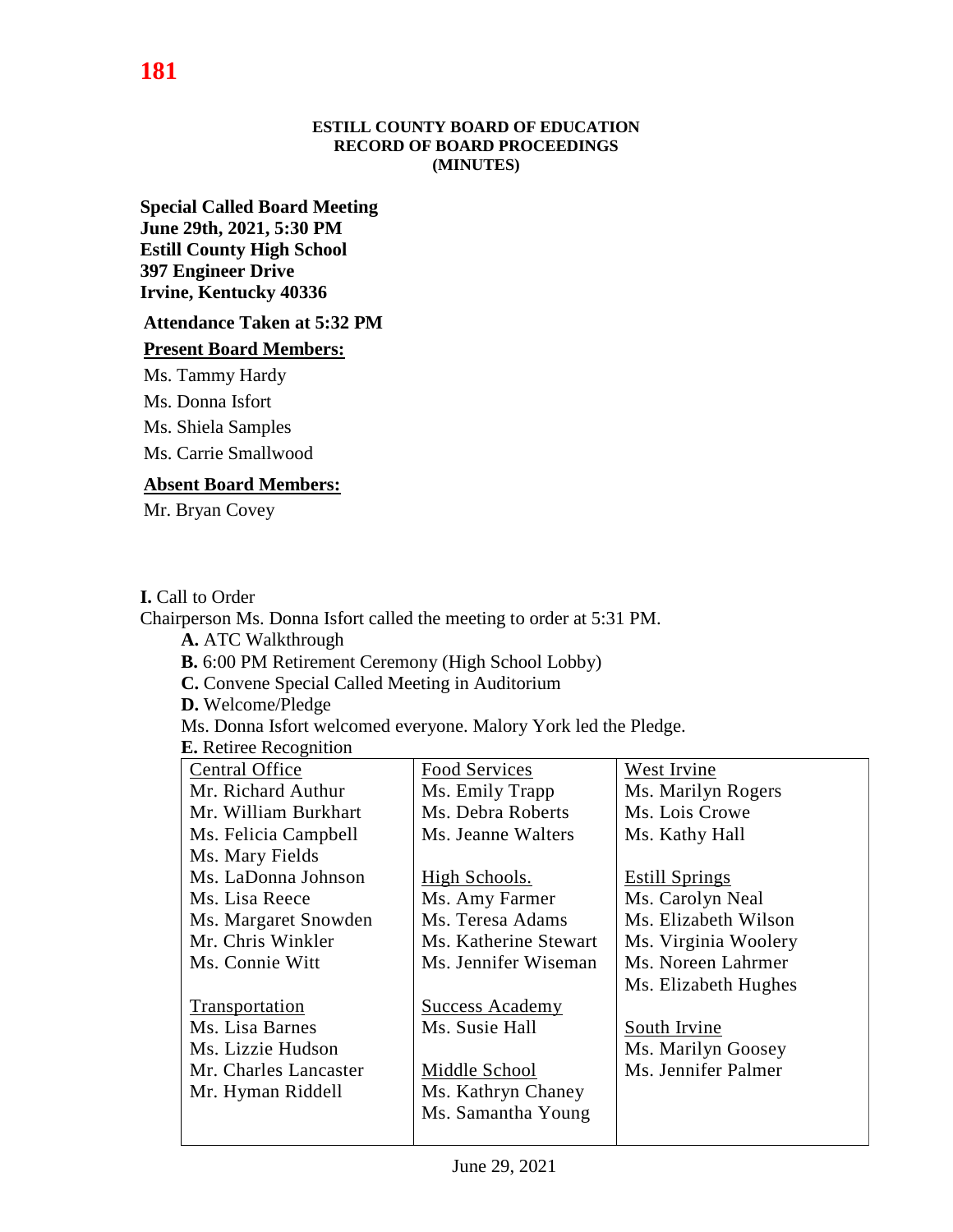**ESTILL COUNTY BOARD OF EDUCATION**
**RECORD OF BOARD PROCEEDINGS**
**(MINUTES)**

**Special Called Board Meeting**
**June 29th, 2021, 5:30 PM**
**Estill County High School**
**397 Engineer Drive**
**Irvine, Kentucky 40336**

**Attendance Taken at 5:32 PM**

**Present Board Members:**

Ms. Tammy Hardy

Ms. Donna Isfort

Ms. Shiela Samples

Ms. Carrie Smallwood

**Absent Board Members:**

Mr. Bryan Covey

**I.** Call to Order

Chairperson Ms. Donna Isfort called the meeting to order at 5:31 PM.

**A.** ATC Walkthrough

**B.** 6:00 PM Retirement Ceremony (High School Lobby)

**C.** Convene Special Called Meeting in Auditorium

**D.** Welcome/Pledge

Ms. Donna Isfort welcomed everyone. Malory York led the Pledge.

**E.** Retiree Recognition

| Central Office | Food Services | West Irvine |
|---|---|---|
| Mr. Richard Authur | Ms. Emily Trapp | Ms. Marilyn Rogers |
| Mr. William Burkhart | Ms. Debra Roberts | Ms. Lois Crowe |
| Ms. Felicia Campbell | Ms. Jeanne Walters | Ms. Kathy Hall |
| Ms. Mary Fields | | |
| Ms. LaDonna Johnson | High Schools. | Estill Springs |
| Ms. Lisa Reece | Ms. Amy Farmer | Ms. Carolyn Neal |
| Ms. Margaret Snowden | Ms. Teresa Adams | Ms. Elizabeth Wilson |
| Mr. Chris Winkler | Ms. Katherine Stewart | Ms. Virginia Woolery |
| Ms. Connie Witt | Ms. Jennifer Wiseman | Ms. Noreen Lahrmer |
| | | Ms. Elizabeth Hughes |
| Transportation | Success Academy | |
| Ms. Lisa Barnes | Ms. Susie Hall | South Irvine |
| Ms. Lizzie Hudson | | Ms. Marilyn Goosey |
| Mr. Charles Lancaster | Middle School | Ms. Jennifer Palmer |
| Mr. Hyman Riddell | Ms. Kathryn Chaney | |
| | Ms. Samantha Young | |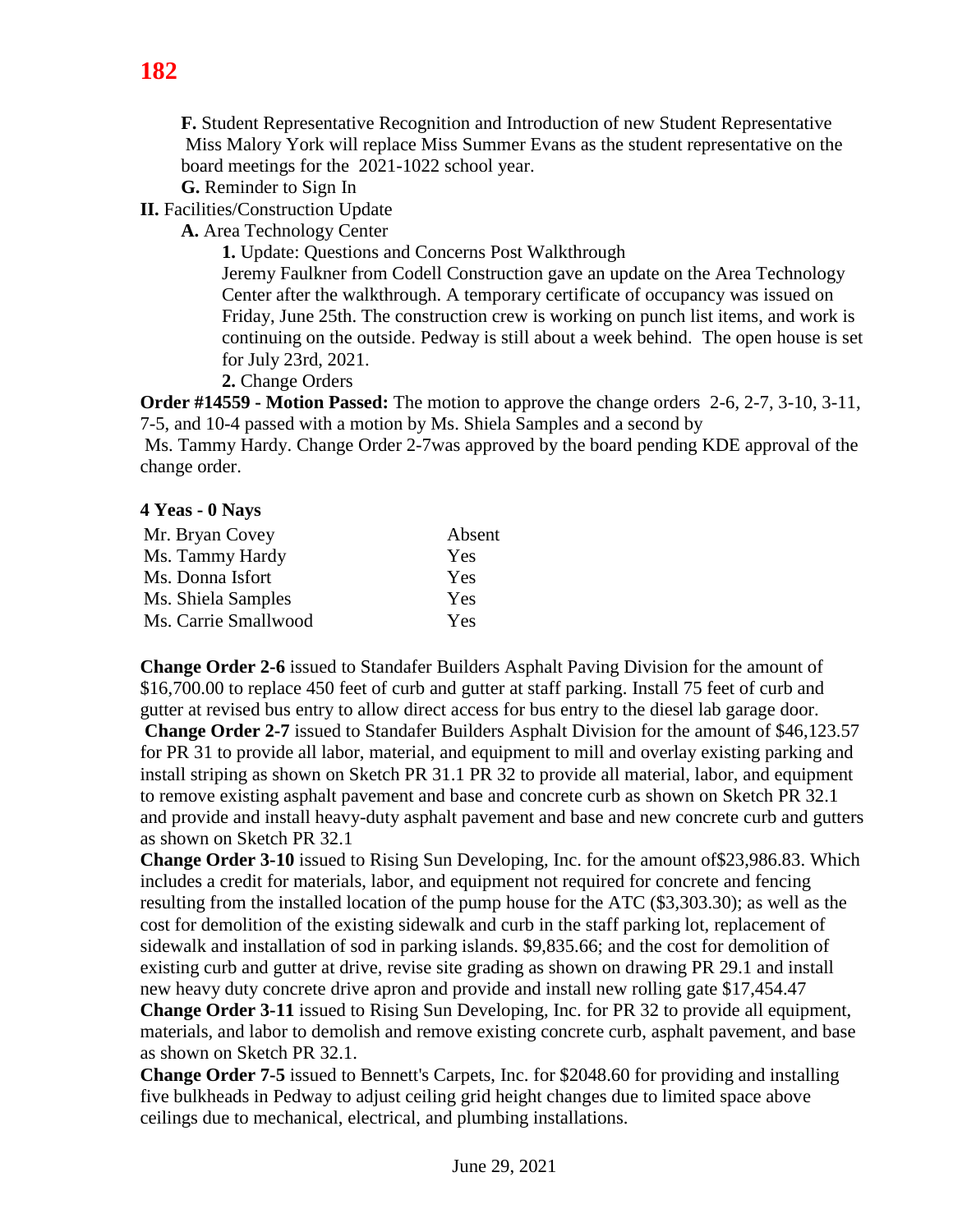**F.** Student Representative Recognition and Introduction of new Student Representative Miss Malory York will replace Miss Summer Evans as the student representative on the board meetings for the 2021-1022 school year.

**G.** Reminder to Sign In

**II.** Facilities/Construction Update

**A.** Area Technology Center

**1.** Update: Questions and Concerns Post Walkthrough

Jeremy Faulkner from Codell Construction gave an update on the Area Technology Center after the walkthrough. A temporary certificate of occupancy was issued on Friday, June 25th. The construction crew is working on punch list items, and work is continuing on the outside. Pedway is still about a week behind. The open house is set for July 23rd, 2021.

**2.** Change Orders

**Order #14559 - Motion Passed:** The motion to approve the change orders 2-6, 2-7, 3-10, 3-11, 7-5, and 10-4 passed with a motion by Ms. Shiela Samples and a second by Ms. Tammy Hardy. Change Order 2-7was approved by the board pending KDE approval of the change order.

**4 Yeas - 0 Nays**

| | |
|---|---|
| Mr. Bryan Covey | Absent |
| Ms. Tammy Hardy | Yes |
| Ms. Donna Isfort | Yes |
| Ms. Shiela Samples | Yes |
| Ms. Carrie Smallwood | Yes |

**Change Order 2-6** issued to Standafer Builders Asphalt Paving Division for the amount of $16,700.00 to replace 450 feet of curb and gutter at staff parking. Install 75 feet of curb and gutter at revised bus entry to allow direct access for bus entry to the diesel lab garage door.

**Change Order 2-7** issued to Standafer Builders Asphalt Division for the amount of $46,123.57 for PR 31 to provide all labor, material, and equipment to mill and overlay existing parking and install striping as shown on Sketch PR 31.1 PR 32 to provide all material, labor, and equipment to remove existing asphalt pavement and base and concrete curb as shown on Sketch PR 32.1 and provide and install heavy-duty asphalt pavement and base and new concrete curb and gutters as shown on Sketch PR 32.1

**Change Order 3-10** issued to Rising Sun Developing, Inc. for the amount of$23,986.83. Which includes a credit for materials, labor, and equipment not required for concrete and fencing resulting from the installed location of the pump house for the ATC ($3,303.30); as well as the cost for demolition of the existing sidewalk and curb in the staff parking lot, replacement of sidewalk and installation of sod in parking islands. $9,835.66; and the cost for demolition of existing curb and gutter at drive, revise site grading as shown on drawing PR 29.1 and install new heavy duty concrete drive apron and provide and install new rolling gate $17,454.47

**Change Order 3-11** issued to Rising Sun Developing, Inc. for PR 32 to provide all equipment, materials, and labor to demolish and remove existing concrete curb, asphalt pavement, and base as shown on Sketch PR 32.1.

**Change Order 7-5** issued to Bennett's Carpets, Inc. for $2048.60 for providing and installing five bulkheads in Pedway to adjust ceiling grid height changes due to limited space above ceilings due to mechanical, electrical, and plumbing installations.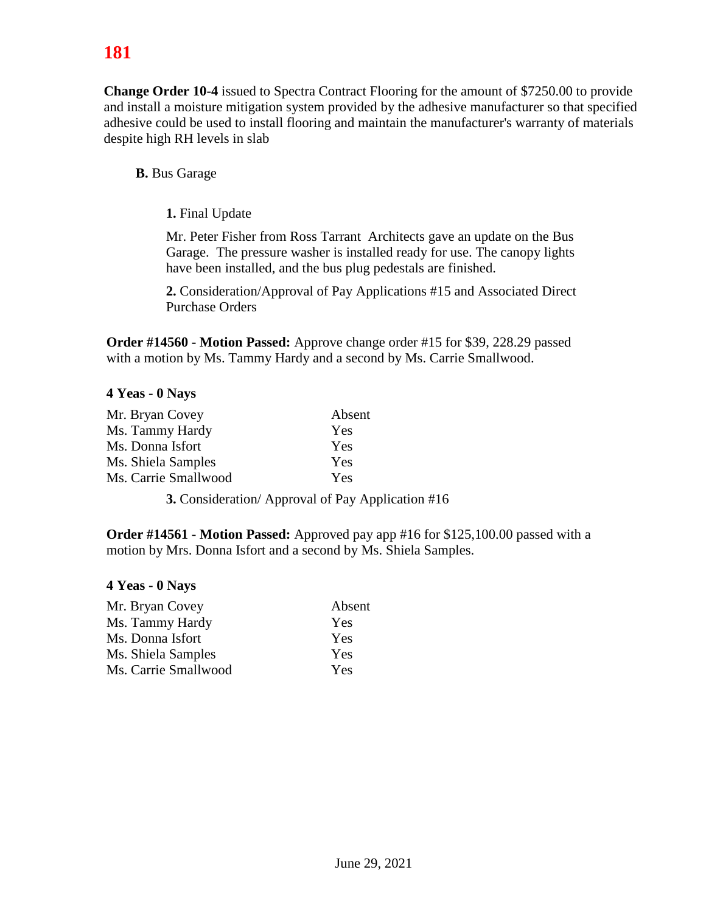**Change Order 10-4** issued to Spectra Contract Flooring for the amount of $7250.00 to provide and install a moisture mitigation system provided by the adhesive manufacturer so that specified adhesive could be used to install flooring and maintain the manufacturer's warranty of materials despite high RH levels in slab

**B.** Bus Garage

**1.** Final Update

Mr. Peter Fisher from Ross Tarrant Architects gave an update on the Bus Garage. The pressure washer is installed ready for use. The canopy lights have been installed, and the bus plug pedestals are finished.

**2.** Consideration/Approval of Pay Applications #15 and Associated Direct Purchase Orders

**Order #14560 - Motion Passed:** Approve change order #15 for $39, 228.29 passed with a motion by Ms. Tammy Hardy and a second by Ms. Carrie Smallwood.

**4 Yeas - 0 Nays**

| | |
|---|---|
| Mr. Bryan Covey | Absent |
| Ms. Tammy Hardy | Yes |
| Ms. Donna Isfort | Yes |
| Ms. Shiela Samples | Yes |
| Ms. Carrie Smallwood | Yes |

**3.** Consideration/ Approval of Pay Application #16

**Order #14561 - Motion Passed:** Approved pay app #16 for $125,100.00 passed with a motion by Mrs. Donna Isfort and a second by Ms. Shiela Samples.

**4 Yeas - 0 Nays**

| | |
|---|---|
| Mr. Bryan Covey | Absent |
| Ms. Tammy Hardy | Yes |
| Ms. Donna Isfort | Yes |
| Ms. Shiela Samples | Yes |
| Ms. Carrie Smallwood | Yes |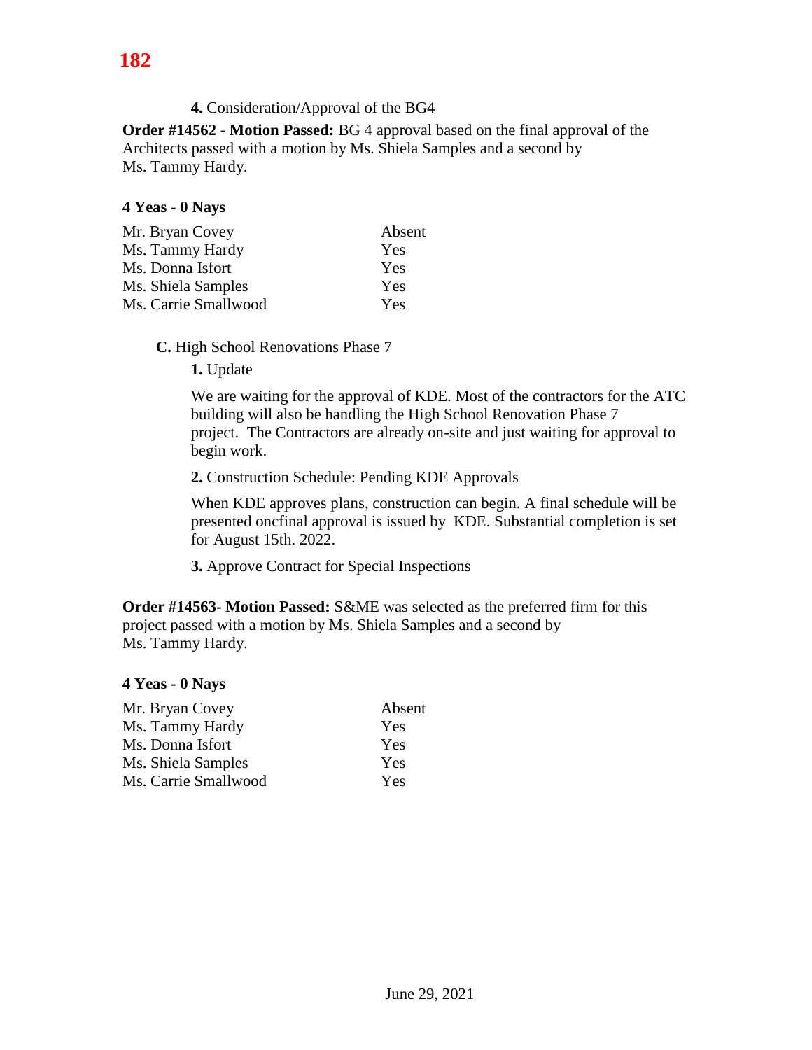**4.** Consideration/Approval of the BG4

**Order #14562 - Motion Passed:** BG 4 approval based on the final approval of the Architects passed with a motion by Ms. Shiela Samples and a second by Ms. Tammy Hardy.

**4 Yeas - 0 Nays**

| | |
|---|---|
| Mr. Bryan Covey | Absent |
| Ms. Tammy Hardy | Yes |
| Ms. Donna Isfort | Yes |
| Ms. Shiela Samples | Yes |
| Ms. Carrie Smallwood | Yes |

**C.** High School Renovations Phase 7

**1.** Update

We are waiting for the approval of KDE. Most of the contractors for the ATC building will also be handling the High School Renovation Phase 7 project. The Contractors are already on-site and just waiting for approval to begin work.

**2.** Construction Schedule: Pending KDE Approvals

When KDE approves plans, construction can begin. A final schedule will be presented oncfinal approval is issued by KDE. Substantial completion is set for August 15th. 2022.

**3.** Approve Contract for Special Inspections

**Order #14563- Motion Passed:** S&ME was selected as the preferred firm for this project passed with a motion by Ms. Shiela Samples and a second by Ms. Tammy Hardy.

**4 Yeas - 0 Nays**

| | |
|---|---|
| Mr. Bryan Covey | Absent |
| Ms. Tammy Hardy | Yes |
| Ms. Donna Isfort | Yes |
| Ms. Shiela Samples | Yes |
| Ms. Carrie Smallwood | Yes |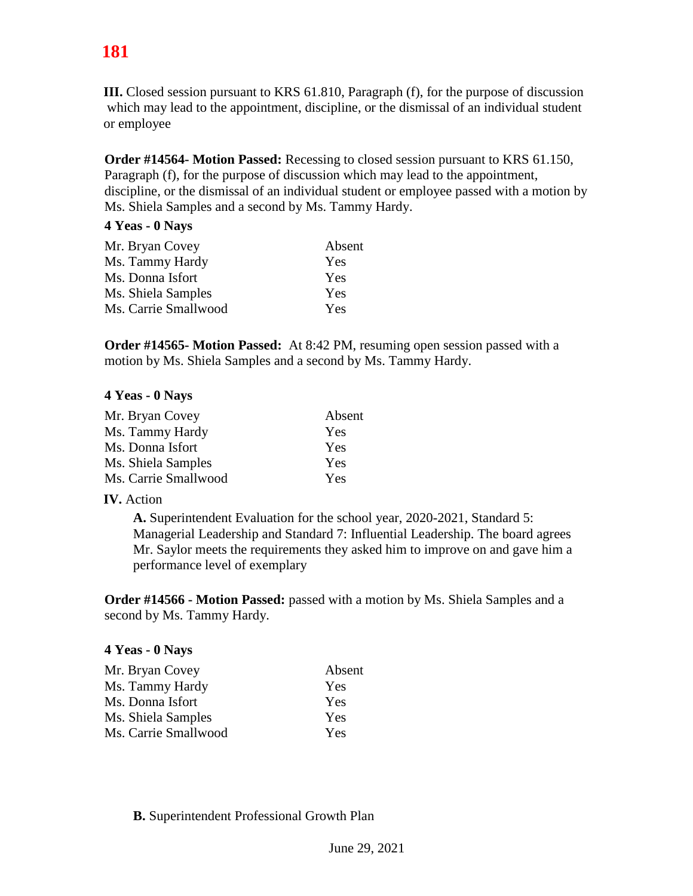**III.** Closed session pursuant to KRS 61.810, Paragraph (f), for the purpose of discussion which may lead to the appointment, discipline, or the dismissal of an individual student or employee

**Order #14564- Motion Passed:** Recessing to closed session pursuant to KRS 61.150, Paragraph (f), for the purpose of discussion which may lead to the appointment, discipline, or the dismissal of an individual student or employee passed with a motion by Ms. Shiela Samples and a second by Ms. Tammy Hardy.

**4 Yeas - 0 Nays**

| | |
|---|---|
| Mr. Bryan Covey | Absent |
| Ms. Tammy Hardy | Yes |
| Ms. Donna Isfort | Yes |
| Ms. Shiela Samples | Yes |
| Ms. Carrie Smallwood | Yes |

**Order #14565- Motion Passed:** At 8:42 PM, resuming open session passed with a motion by Ms. Shiela Samples and a second by Ms. Tammy Hardy.

**4 Yeas - 0 Nays**

| | |
|---|---|
| Mr. Bryan Covey | Absent |
| Ms. Tammy Hardy | Yes |
| Ms. Donna Isfort | Yes |
| Ms. Shiela Samples | Yes |
| Ms. Carrie Smallwood | Yes |

**IV.** Action

**A.** Superintendent Evaluation for the school year, 2020-2021, Standard 5: Managerial Leadership and Standard 7: Influential Leadership. The board agrees Mr. Saylor meets the requirements they asked him to improve on and gave him a performance level of exemplary

**Order #14566 - Motion Passed:** passed with a motion by Ms. Shiela Samples and a second by Ms. Tammy Hardy.

**4 Yeas - 0 Nays**

| | |
|---|---|
| Mr. Bryan Covey | Absent |
| Ms. Tammy Hardy | Yes |
| Ms. Donna Isfort | Yes |
| Ms. Shiela Samples | Yes |
| Ms. Carrie Smallwood | Yes |

**B.** Superintendent Professional Growth Plan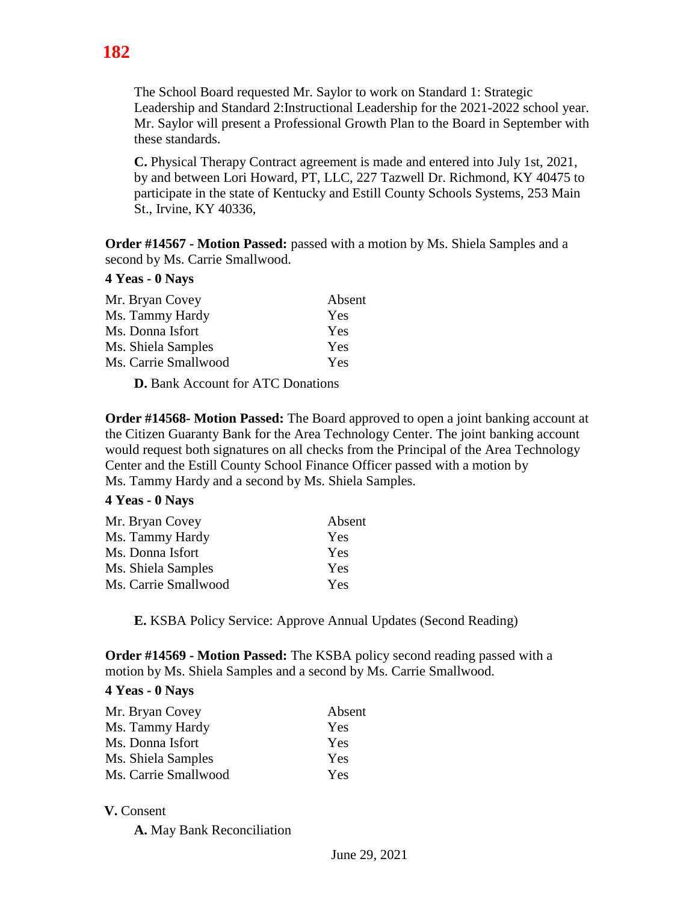The School Board requested Mr. Saylor to work on Standard 1: Strategic Leadership and Standard 2:Instructional Leadership for the 2021-2022 school year. Mr. Saylor will present a Professional Growth Plan to the Board in September with these standards.

**C.** Physical Therapy Contract agreement is made and entered into July 1st, 2021, by and between Lori Howard, PT, LLC, 227 Tazwell Dr. Richmond, KY 40475 to participate in the state of Kentucky and Estill County Schools Systems, 253 Main St., Irvine, KY 40336,

**Order #14567 - Motion Passed:** passed with a motion by Ms. Shiela Samples and a second by Ms. Carrie Smallwood.

**4 Yeas - 0 Nays**

| | |
|---|---|
| Mr. Bryan Covey | Absent |
| Ms. Tammy Hardy | Yes |
| Ms. Donna Isfort | Yes |
| Ms. Shiela Samples | Yes |
| Ms. Carrie Smallwood | Yes |

**D.** Bank Account for ATC Donations

**Order #14568- Motion Passed:** The Board approved to open a joint banking account at the Citizen Guaranty Bank for the Area Technology Center. The joint banking account would request both signatures on all checks from the Principal of the Area Technology Center and the Estill County School Finance Officer passed with a motion by Ms. Tammy Hardy and a second by Ms. Shiela Samples.

**4 Yeas - 0 Nays**

| | |
|---|---|
| Mr. Bryan Covey | Absent |
| Ms. Tammy Hardy | Yes |
| Ms. Donna Isfort | Yes |
| Ms. Shiela Samples | Yes |
| Ms. Carrie Smallwood | Yes |

**E.** KSBA Policy Service: Approve Annual Updates (Second Reading)

**Order #14569 - Motion Passed:** The KSBA policy second reading passed with a motion by Ms. Shiela Samples and a second by Ms. Carrie Smallwood.

**4 Yeas - 0 Nays**

| | |
|---|---|
| Mr. Bryan Covey | Absent |
| Ms. Tammy Hardy | Yes |
| Ms. Donna Isfort | Yes |
| Ms. Shiela Samples | Yes |
| Ms. Carrie Smallwood | Yes |

**V.** Consent

**A.** May Bank Reconciliation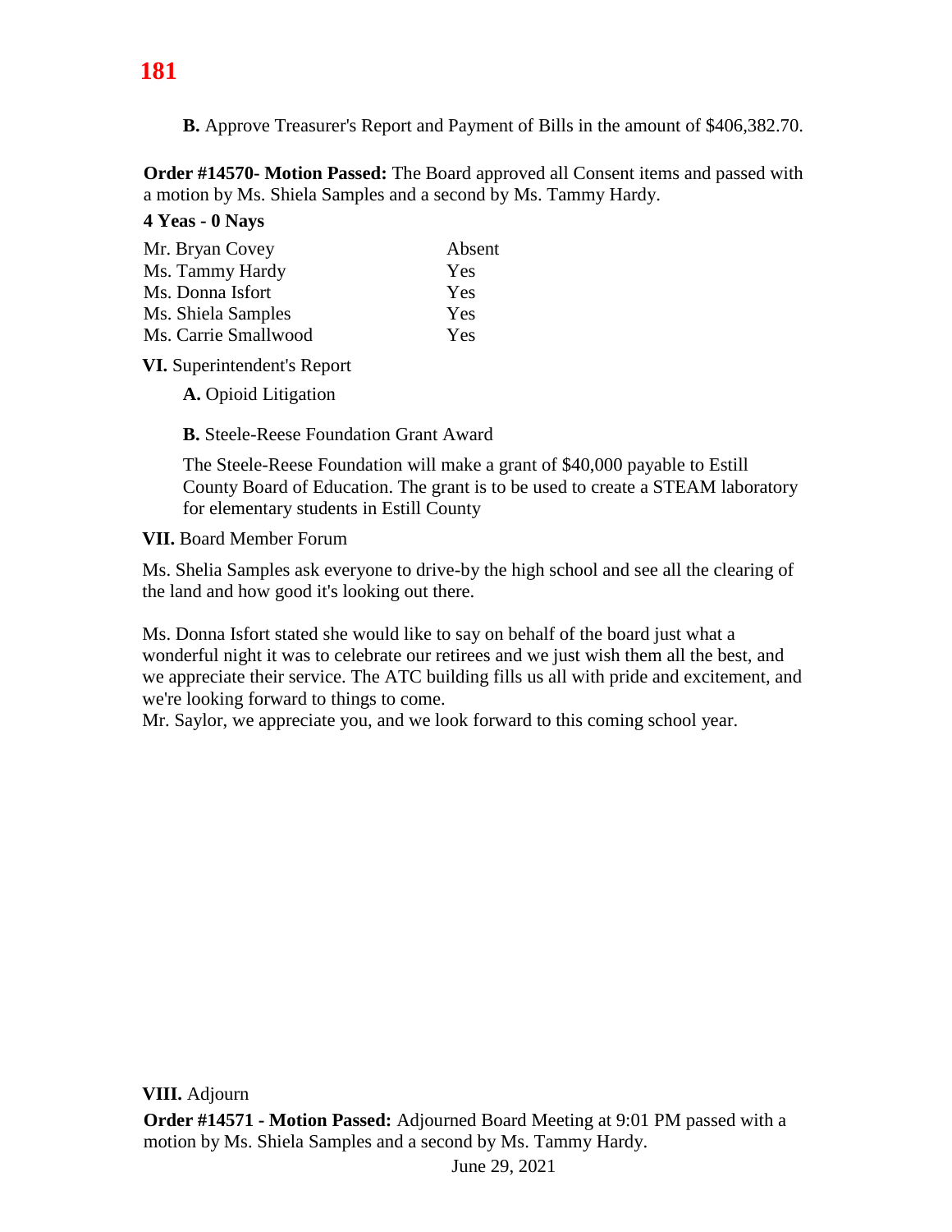**B.** Approve Treasurer's Report and Payment of Bills in the amount of $406,382.70.

**Order #14570- Motion Passed:** The Board approved all Consent items and passed with a motion by Ms. Shiela Samples and a second by Ms. Tammy Hardy.

**4 Yeas - 0 Nays**

| | |
|---|---|
| Mr. Bryan Covey | Absent |
| Ms. Tammy Hardy | Yes |
| Ms. Donna Isfort | Yes |
| Ms. Shiela Samples | Yes |
| Ms. Carrie Smallwood | Yes |

**VI.** Superintendent's Report

**A.** Opioid Litigation

**B.** Steele-Reese Foundation Grant Award

The Steele-Reese Foundation will make a grant of $40,000 payable to Estill County Board of Education. The grant is to be used to create a STEAM laboratory for elementary students in Estill County

**VII.** Board Member Forum

Ms. Shelia Samples ask everyone to drive-by the high school and see all the clearing of the land and how good it's looking out there.

Ms. Donna Isfort stated she would like to say on behalf of the board just what a wonderful night it was to celebrate our retirees and we just wish them all the best, and we appreciate their service. The ATC building fills us all with pride and excitement, and we're looking forward to things to come.
Mr. Saylor, we appreciate you, and we look forward to this coming school year.

**VIII.** Adjourn

**Order #14571 - Motion Passed:** Adjourned Board Meeting at 9:01 PM passed with a motion by Ms. Shiela Samples and a second by Ms. Tammy Hardy.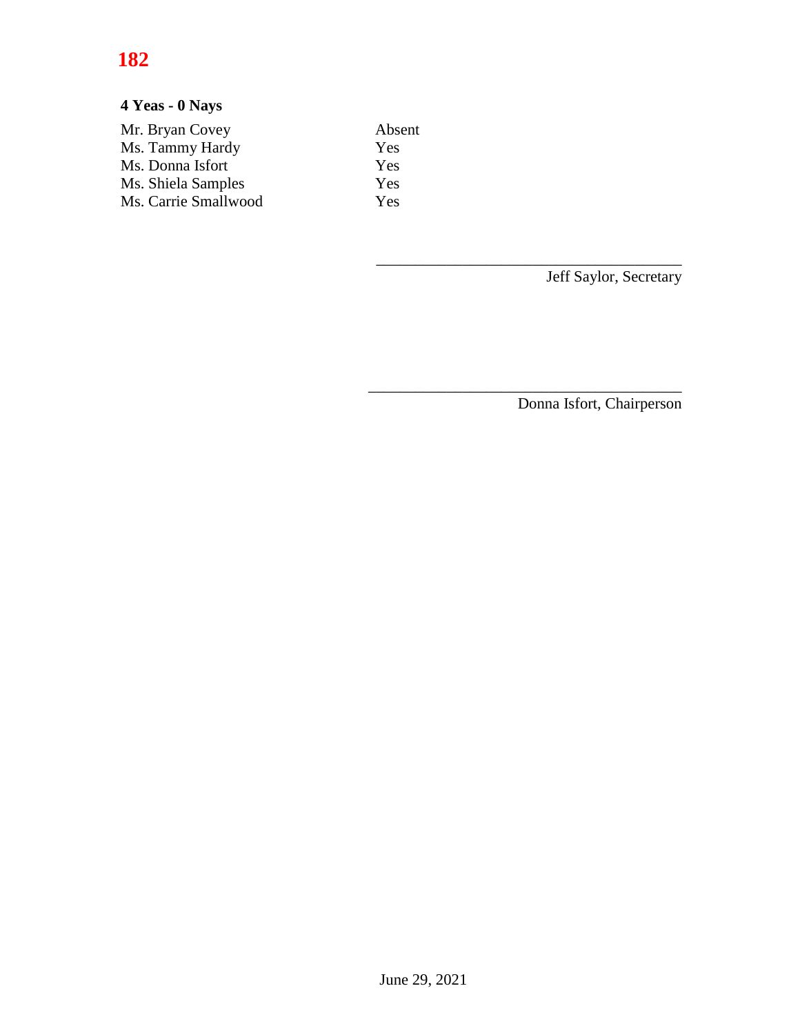**4 Yeas - 0 Nays**

| | |
|---|---|
| Mr. Bryan Covey | Absent |
| Ms. Tammy Hardy | Yes |
| Ms. Donna Isfort | Yes |
| Ms. Shiela Samples | Yes |
| Ms. Carrie Smallwood | Yes |

\_\_\_\_\_\_\_\_\_\_\_\_\_\_\_\_\_\_\_\_\_\_\_\_\_\_\_\_\_\_\_\_\_\_\_\_\_\_\_\_

Jeff Saylor, Secretary

\_\_\_\_\_\_\_\_\_\_\_\_\_\_\_\_\_\_\_\_\_\_\_\_\_\_\_\_\_\_\_\_\_\_\_\_\_\_\_\_

Donna Isfort, Chairperson